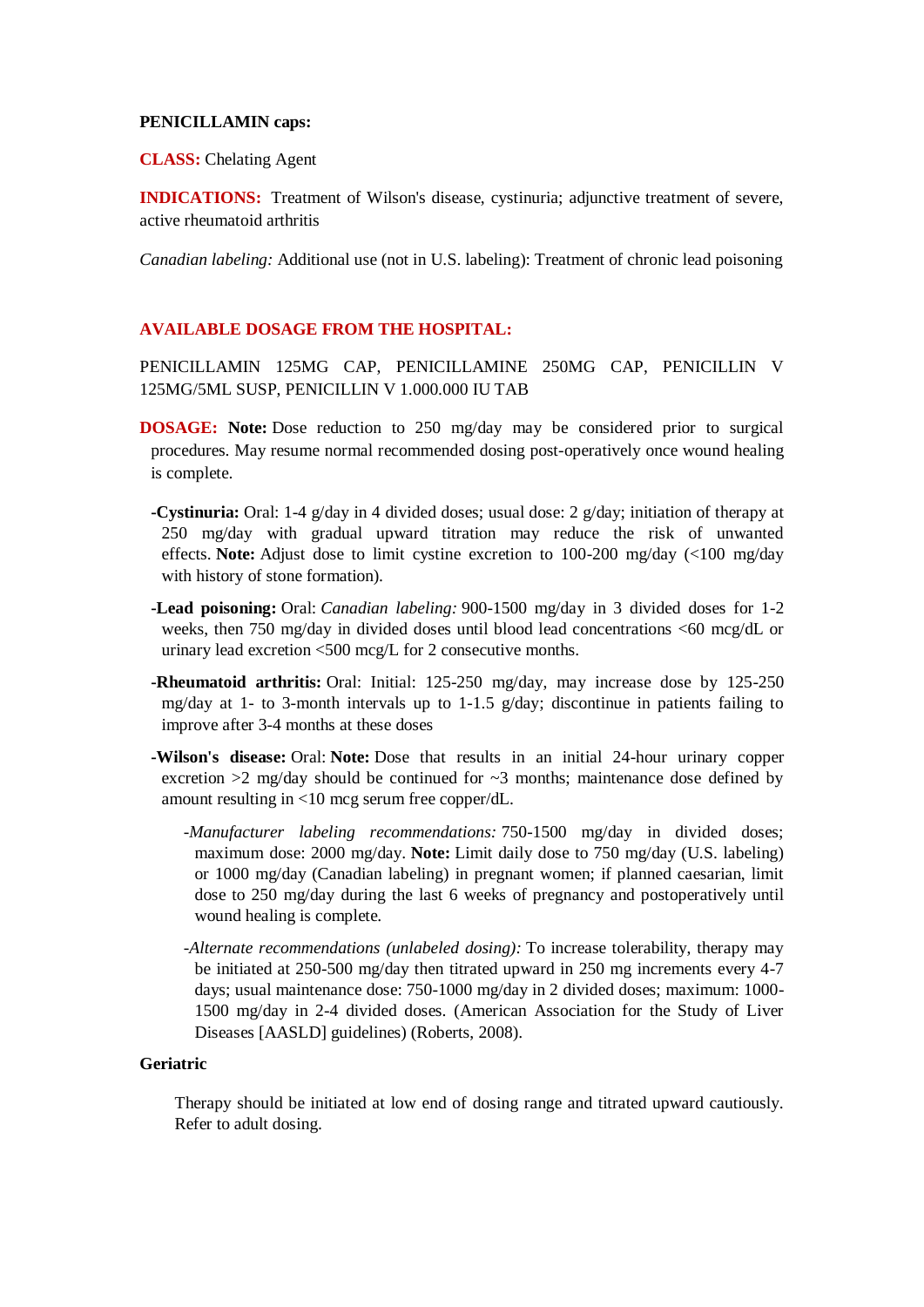**PENICILLAMIN caps:**

**CLASS:** Chelating Agent

**INDICATIONS:** Treatment of Wilson's disease, cystinuria; adjunctive treatment of severe, active rheumatoid arthritis

*Canadian labeling:* Additional use (not in U.S. labeling): Treatment of chronic lead poisoning

**AVAILABLE DOSAGE FROM THE HOSPITAL:**

PENICILLAMIN 125MG CAP, PENICILLAMINE 250MG CAP, PENICILLIN V 125MG/5ML SUSP, PENICILLIN V 1.000.000 IU TAB

**DOSAGE:** **Note:** Dose reduction to 250 mg/day may be considered prior to surgical procedures. May resume normal recommended dosing post-operatively once wound healing is complete.

- **-Cystinuria:** Oral: 1-4 g/day in 4 divided doses; usual dose: 2 g/day; initiation of therapy at 250 mg/day with gradual upward titration may reduce the risk of unwanted effects. **Note:** Adjust dose to limit cystine excretion to 100-200 mg/day (<100 mg/day with history of stone formation).

- **-Lead poisoning:** Oral: *Canadian labeling:* 900-1500 mg/day in 3 divided doses for 1-2 weeks, then 750 mg/day in divided doses until blood lead concentrations <60 mcg/dL or urinary lead excretion <500 mcg/L for 2 consecutive months.

- **-Rheumatoid arthritis:** Oral: Initial: 125-250 mg/day, may increase dose by 125-250 mg/day at 1- to 3-month intervals up to 1-1.5 g/day; discontinue in patients failing to improve after 3-4 months at these doses

- **-Wilson's disease:** Oral: **Note:** Dose that results in an initial 24-hour urinary copper excretion >2 mg/day should be continued for ~3 months; maintenance dose defined by amount resulting in <10 mcg serum free copper/dL.

  - -*Manufacturer labeling recommendations:* 750-1500 mg/day in divided doses; maximum dose: 2000 mg/day. **Note:** Limit daily dose to 750 mg/day (U.S. labeling) or 1000 mg/day (Canadian labeling) in pregnant women; if planned caesarian, limit dose to 250 mg/day during the last 6 weeks of pregnancy and postoperatively until wound healing is complete.

  - -*Alternate recommendations (unlabeled dosing):* To increase tolerability, therapy may be initiated at 250-500 mg/day then titrated upward in 250 mg increments every 4-7 days; usual maintenance dose: 750-1000 mg/day in 2 divided doses; maximum: 1000-1500 mg/day in 2-4 divided doses. (American Association for the Study of Liver Diseases [AASLD] guidelines) (Roberts, 2008).

**Geriatric**

Therapy should be initiated at low end of dosing range and titrated upward cautiously. Refer to adult dosing.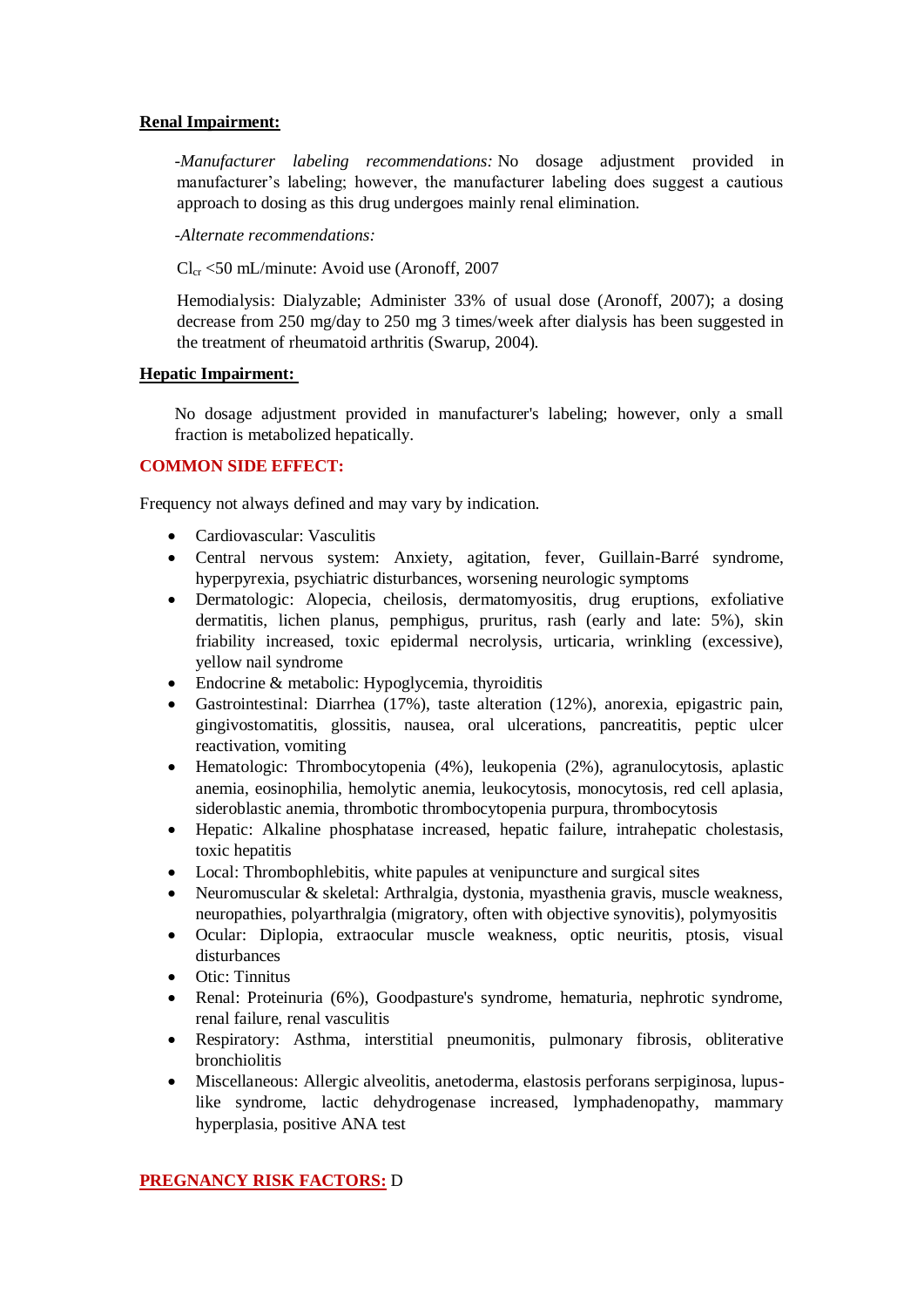**Renal Impairment:**

*-Manufacturer labeling recommendations:* No dosage adjustment provided in manufacturer's labeling; however, the manufacturer labeling does suggest a cautious approach to dosing as this drug undergoes mainly renal elimination.

*-Alternate recommendations:*

$Cl_{cr}$ <50 mL/minute: Avoid use (Aronoff, 2007

Hemodialysis: Dialyzable; Administer 33% of usual dose (Aronoff, 2007); a dosing decrease from 250 mg/day to 250 mg 3 times/week after dialysis has been suggested in the treatment of rheumatoid arthritis (Swarup, 2004).

**Hepatic Impairment:**

No dosage adjustment provided in manufacturer's labeling; however, only a small fraction is metabolized hepatically.

**COMMON SIDE EFFECT:**

Frequency not always defined and may vary by indication.

- Cardiovascular: Vasculitis
- Central nervous system: Anxiety, agitation, fever, Guillain-Barré syndrome, hyperpyrexia, psychiatric disturbances, worsening neurologic symptoms
- Dermatologic: Alopecia, cheilosis, dermatomyositis, drug eruptions, exfoliative dermatitis, lichen planus, pemphigus, pruritus, rash (early and late: 5%), skin friability increased, toxic epidermal necrolysis, urticaria, wrinkling (excessive), yellow nail syndrome
- Endocrine & metabolic: Hypoglycemia, thyroiditis
- Gastrointestinal: Diarrhea (17%), taste alteration (12%), anorexia, epigastric pain, gingivostomatitis, glossitis, nausea, oral ulcerations, pancreatitis, peptic ulcer reactivation, vomiting
- Hematologic: Thrombocytopenia (4%), leukopenia (2%), agranulocytosis, aplastic anemia, eosinophilia, hemolytic anemia, leukocytosis, monocytosis, red cell aplasia, sideroblastic anemia, thrombotic thrombocytopenia purpura, thrombocytosis
- Hepatic: Alkaline phosphatase increased, hepatic failure, intrahepatic cholestasis, toxic hepatitis
- Local: Thrombophlebitis, white papules at venipuncture and surgical sites
- Neuromuscular & skeletal: Arthralgia, dystonia, myasthenia gravis, muscle weakness, neuropathies, polyarthralgia (migratory, often with objective synovitis), polymyositis
- Ocular: Diplopia, extraocular muscle weakness, optic neuritis, ptosis, visual disturbances
- Otic: Tinnitus
- Renal: Proteinuria (6%), Goodpasture's syndrome, hematuria, nephrotic syndrome, renal failure, renal vasculitis
- Respiratory: Asthma, interstitial pneumonitis, pulmonary fibrosis, obliterative bronchiolitis
- Miscellaneous: Allergic alveolitis, anetoderma, elastosis perforans serpiginosa, lupus-like syndrome, lactic dehydrogenase increased, lymphadenopathy, mammary hyperplasia, positive ANA test

**PREGNANCY RISK FACTORS:** D